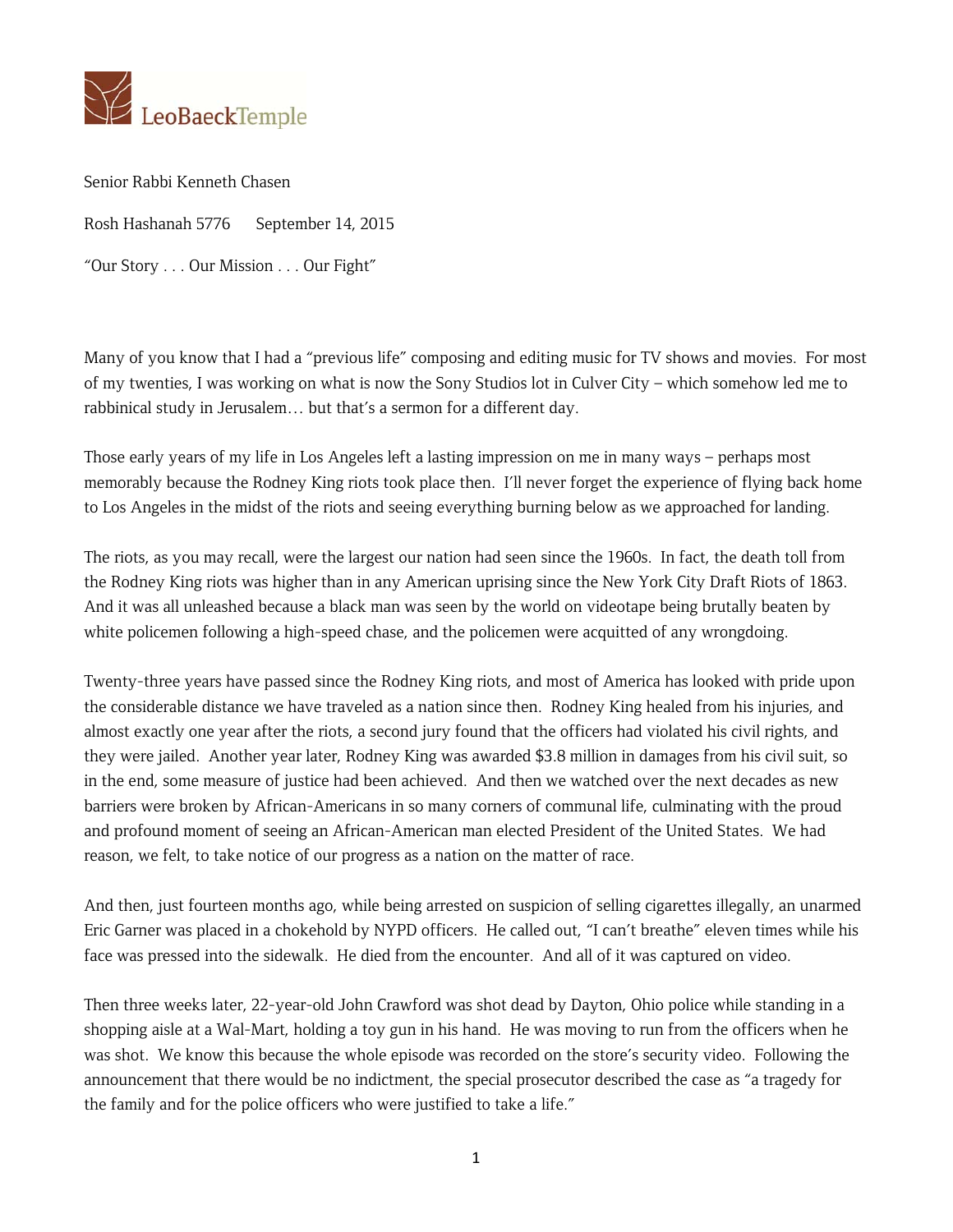LeoBaeckTemple

Senior Rabbi Kenneth Chasen

Rosh Hashanah 5776 September 14, 2015

"Our Story . . . Our Mission . . . Our Fight"

Many of you know that I had a "previous life" composing and editing music for TV shows and movies. For most of my twenties, I was working on what is now the Sony Studios lot in Culver City – which somehow led me to rabbinical study in Jerusalem… but that's a sermon for a different day.

Those early years of my life in Los Angeles left a lasting impression on me in many ways – perhaps most memorably because the Rodney King riots took place then. I'll never forget the experience of flying back home to Los Angeles in the midst of the riots and seeing everything burning below as we approached for landing.

The riots, as you may recall, were the largest our nation had seen since the 1960s. In fact, the death toll from the Rodney King riots was higher than in any American uprising since the New York City Draft Riots of 1863. And it was all unleashed because a black man was seen by the world on videotape being brutally beaten by white policemen following a high-speed chase, and the policemen were acquitted of any wrongdoing.

Twenty-three years have passed since the Rodney King riots, and most of America has looked with pride upon the considerable distance we have traveled as a nation since then. Rodney King healed from his injuries, and almost exactly one year after the riots, a second jury found that the officers had violated his civil rights, and they were jailed. Another year later, Rodney King was awarded $3.8 million in damages from his civil suit, so in the end, some measure of justice had been achieved. And then we watched over the next decades as new barriers were broken by African-Americans in so many corners of communal life, culminating with the proud and profound moment of seeing an African-American man elected President of the United States. We had reason, we felt, to take notice of our progress as a nation on the matter of race.

And then, just fourteen months ago, while being arrested on suspicion of selling cigarettes illegally, an unarmed Eric Garner was placed in a chokehold by NYPD officers. He called out, "I can't breathe" eleven times while his face was pressed into the sidewalk. He died from the encounter. And all of it was captured on video.

Then three weeks later, 22-year-old John Crawford was shot dead by Dayton, Ohio police while standing in a shopping aisle at a Wal-Mart, holding a toy gun in his hand. He was moving to run from the officers when he was shot. We know this because the whole episode was recorded on the store's security video. Following the announcement that there would be no indictment, the special prosecutor described the case as "a tragedy for the family and for the police officers who were justified to take a life."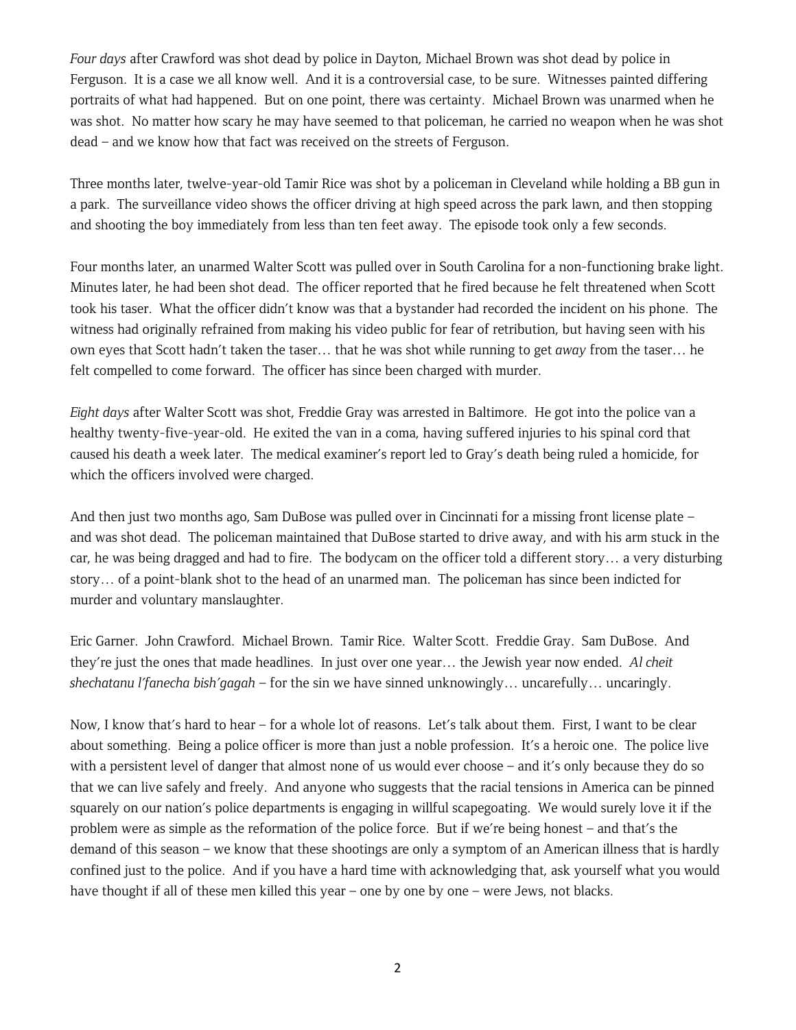*Four days* after Crawford was shot dead by police in Dayton, Michael Brown was shot dead by police in Ferguson. It is a case we all know well. And it is a controversial case, to be sure. Witnesses painted differing portraits of what had happened. But on one point, there was certainty. Michael Brown was unarmed when he was shot. No matter how scary he may have seemed to that policeman, he carried no weapon when he was shot dead – and we know how that fact was received on the streets of Ferguson.

Three months later, twelve-year-old Tamir Rice was shot by a policeman in Cleveland while holding a BB gun in a park. The surveillance video shows the officer driving at high speed across the park lawn, and then stopping and shooting the boy immediately from less than ten feet away. The episode took only a few seconds.

Four months later, an unarmed Walter Scott was pulled over in South Carolina for a non-functioning brake light. Minutes later, he had been shot dead. The officer reported that he fired because he felt threatened when Scott took his taser. What the officer didn't know was that a bystander had recorded the incident on his phone. The witness had originally refrained from making his video public for fear of retribution, but having seen with his own eyes that Scott hadn't taken the taser… that he was shot while running to get *away* from the taser… he felt compelled to come forward. The officer has since been charged with murder.

*Eight days* after Walter Scott was shot, Freddie Gray was arrested in Baltimore. He got into the police van a healthy twenty-five-year-old. He exited the van in a coma, having suffered injuries to his spinal cord that caused his death a week later. The medical examiner's report led to Gray's death being ruled a homicide, for which the officers involved were charged.

And then just two months ago, Sam DuBose was pulled over in Cincinnati for a missing front license plate – and was shot dead. The policeman maintained that DuBose started to drive away, and with his arm stuck in the car, he was being dragged and had to fire. The bodycam on the officer told a different story… a very disturbing story… of a point-blank shot to the head of an unarmed man. The policeman has since been indicted for murder and voluntary manslaughter.

Eric Garner. John Crawford. Michael Brown. Tamir Rice. Walter Scott. Freddie Gray. Sam DuBose. And they're just the ones that made headlines. In just over one year… the Jewish year now ended. *Al cheit shechatanu l'fanecha bish'gagah* – for the sin we have sinned unknowingly… uncarefully… uncaringly.

Now, I know that's hard to hear – for a whole lot of reasons. Let's talk about them. First, I want to be clear about something. Being a police officer is more than just a noble profession. It's a heroic one. The police live with a persistent level of danger that almost none of us would ever choose – and it's only because they do so that we can live safely and freely. And anyone who suggests that the racial tensions in America can be pinned squarely on our nation's police departments is engaging in willful scapegoating. We would surely love it if the problem were as simple as the reformation of the police force. But if we're being honest – and that's the demand of this season – we know that these shootings are only a symptom of an American illness that is hardly confined just to the police. And if you have a hard time with acknowledging that, ask yourself what you would have thought if all of these men killed this year – one by one by one – were Jews, not blacks.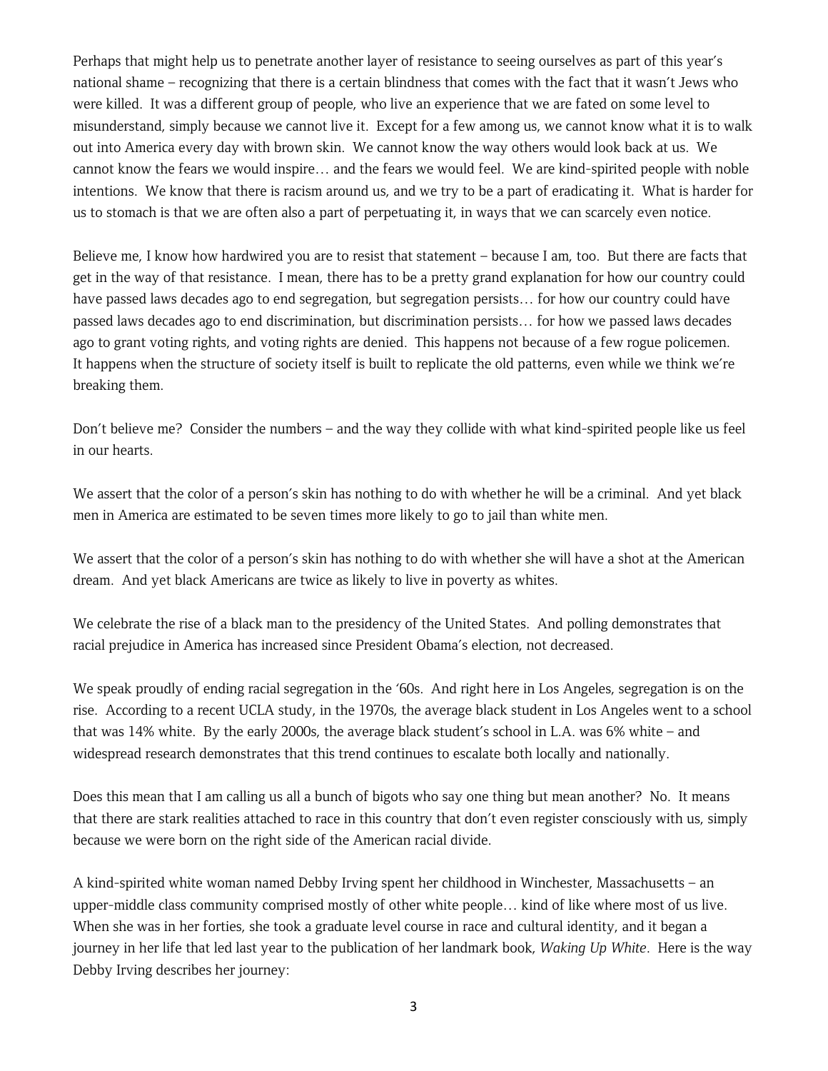Perhaps that might help us to penetrate another layer of resistance to seeing ourselves as part of this year's national shame – recognizing that there is a certain blindness that comes with the fact that it wasn't Jews who were killed. It was a different group of people, who live an experience that we are fated on some level to misunderstand, simply because we cannot live it. Except for a few among us, we cannot know what it is to walk out into America every day with brown skin. We cannot know the way others would look back at us. We cannot know the fears we would inspire… and the fears we would feel. We are kind-spirited people with noble intentions. We know that there is racism around us, and we try to be a part of eradicating it. What is harder for us to stomach is that we are often also a part of perpetuating it, in ways that we can scarcely even notice.

Believe me, I know how hardwired you are to resist that statement – because I am, too. But there are facts that get in the way of that resistance. I mean, there has to be a pretty grand explanation for how our country could have passed laws decades ago to end segregation, but segregation persists… for how our country could have passed laws decades ago to end discrimination, but discrimination persists… for how we passed laws decades ago to grant voting rights, and voting rights are denied. This happens not because of a few rogue policemen. It happens when the structure of society itself is built to replicate the old patterns, even while we think we're breaking them.

Don't believe me? Consider the numbers – and the way they collide with what kind-spirited people like us feel in our hearts.

We assert that the color of a person's skin has nothing to do with whether he will be a criminal. And yet black men in America are estimated to be seven times more likely to go to jail than white men.

We assert that the color of a person's skin has nothing to do with whether she will have a shot at the American dream. And yet black Americans are twice as likely to live in poverty as whites.

We celebrate the rise of a black man to the presidency of the United States. And polling demonstrates that racial prejudice in America has increased since President Obama's election, not decreased.

We speak proudly of ending racial segregation in the '60s. And right here in Los Angeles, segregation is on the rise. According to a recent UCLA study, in the 1970s, the average black student in Los Angeles went to a school that was 14% white. By the early 2000s, the average black student's school in L.A. was 6% white – and widespread research demonstrates that this trend continues to escalate both locally and nationally.

Does this mean that I am calling us all a bunch of bigots who say one thing but mean another? No. It means that there are stark realities attached to race in this country that don't even register consciously with us, simply because we were born on the right side of the American racial divide.

A kind-spirited white woman named Debby Irving spent her childhood in Winchester, Massachusetts – an upper-middle class community comprised mostly of other white people… kind of like where most of us live. When she was in her forties, she took a graduate level course in race and cultural identity, and it began a journey in her life that led last year to the publication of her landmark book, *Waking Up White*. Here is the way Debby Irving describes her journey: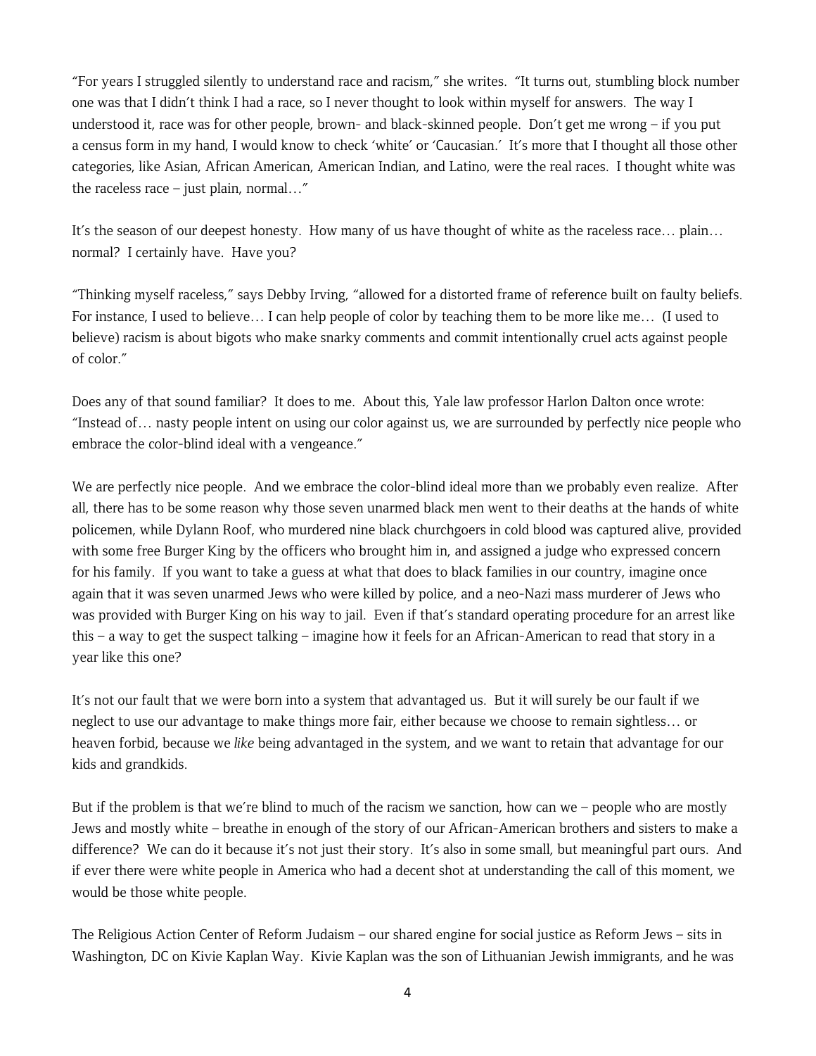"For years I struggled silently to understand race and racism," she writes. "It turns out, stumbling block number one was that I didn't think I had a race, so I never thought to look within myself for answers. The way I understood it, race was for other people, brown- and black-skinned people. Don't get me wrong – if you put a census form in my hand, I would know to check 'white' or 'Caucasian.' It's more that I thought all those other categories, like Asian, African American, American Indian, and Latino, were the real races. I thought white was the raceless race – just plain, normal…"

It's the season of our deepest honesty. How many of us have thought of white as the raceless race… plain… normal? I certainly have. Have you?

"Thinking myself raceless," says Debby Irving, "allowed for a distorted frame of reference built on faulty beliefs. For instance, I used to believe… I can help people of color by teaching them to be more like me… (I used to believe) racism is about bigots who make snarky comments and commit intentionally cruel acts against people of color."

Does any of that sound familiar? It does to me. About this, Yale law professor Harlon Dalton once wrote: "Instead of… nasty people intent on using our color against us, we are surrounded by perfectly nice people who embrace the color-blind ideal with a vengeance."

We are perfectly nice people. And we embrace the color-blind ideal more than we probably even realize. After all, there has to be some reason why those seven unarmed black men went to their deaths at the hands of white policemen, while Dylann Roof, who murdered nine black churchgoers in cold blood was captured alive, provided with some free Burger King by the officers who brought him in, and assigned a judge who expressed concern for his family. If you want to take a guess at what that does to black families in our country, imagine once again that it was seven unarmed Jews who were killed by police, and a neo-Nazi mass murderer of Jews who was provided with Burger King on his way to jail. Even if that's standard operating procedure for an arrest like this – a way to get the suspect talking – imagine how it feels for an African-American to read that story in a year like this one?

It's not our fault that we were born into a system that advantaged us. But it will surely be our fault if we neglect to use our advantage to make things more fair, either because we choose to remain sightless… or heaven forbid, because we *like* being advantaged in the system, and we want to retain that advantage for our kids and grandkids.

But if the problem is that we're blind to much of the racism we sanction, how can we – people who are mostly Jews and mostly white – breathe in enough of the story of our African-American brothers and sisters to make a difference? We can do it because it's not just their story. It's also in some small, but meaningful part ours. And if ever there were white people in America who had a decent shot at understanding the call of this moment, we would be those white people.

The Religious Action Center of Reform Judaism – our shared engine for social justice as Reform Jews – sits in Washington, DC on Kivie Kaplan Way. Kivie Kaplan was the son of Lithuanian Jewish immigrants, and he was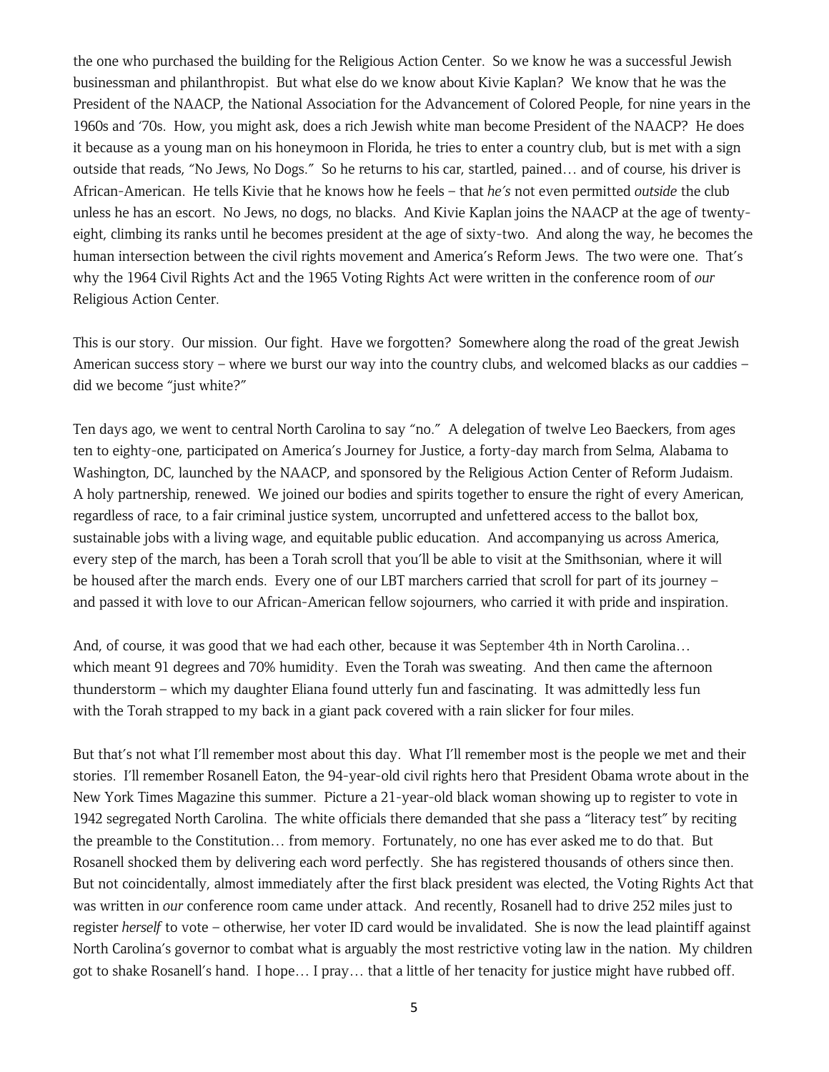the one who purchased the building for the Religious Action Center. So we know he was a successful Jewish businessman and philanthropist. But what else do we know about Kivie Kaplan? We know that he was the President of the NAACP, the National Association for the Advancement of Colored People, for nine years in the 1960s and '70s. How, you might ask, does a rich Jewish white man become President of the NAACP? He does it because as a young man on his honeymoon in Florida, he tries to enter a country club, but is met with a sign outside that reads, "No Jews, No Dogs." So he returns to his car, startled, pained… and of course, his driver is African-American. He tells Kivie that he knows how he feels – that *he's* not even permitted *outside* the club unless he has an escort. No Jews, no dogs, no blacks. And Kivie Kaplan joins the NAACP at the age of twenty-eight, climbing its ranks until he becomes president at the age of sixty-two. And along the way, he becomes the human intersection between the civil rights movement and America's Reform Jews. The two were one. That's why the 1964 Civil Rights Act and the 1965 Voting Rights Act were written in the conference room of *our* Religious Action Center.

This is our story. Our mission. Our fight. Have we forgotten? Somewhere along the road of the great Jewish American success story – where we burst our way into the country clubs, and welcomed blacks as our caddies – did we become "just white?"

Ten days ago, we went to central North Carolina to say "no." A delegation of twelve Leo Baeckers, from ages ten to eighty-one, participated on America's Journey for Justice, a forty-day march from Selma, Alabama to Washington, DC, launched by the NAACP, and sponsored by the Religious Action Center of Reform Judaism. A holy partnership, renewed. We joined our bodies and spirits together to ensure the right of every American, regardless of race, to a fair criminal justice system, uncorrupted and unfettered access to the ballot box, sustainable jobs with a living wage, and equitable public education. And accompanying us across America, every step of the march, has been a Torah scroll that you'll be able to visit at the Smithsonian, where it will be housed after the march ends. Every one of our LBT marchers carried that scroll for part of its journey – and passed it with love to our African-American fellow sojourners, who carried it with pride and inspiration.

And, of course, it was good that we had each other, because it was September 4th in North Carolina… which meant 91 degrees and 70% humidity. Even the Torah was sweating. And then came the afternoon thunderstorm – which my daughter Eliana found utterly fun and fascinating. It was admittedly less fun with the Torah strapped to my back in a giant pack covered with a rain slicker for four miles.

But that's not what I'll remember most about this day. What I'll remember most is the people we met and their stories. I'll remember Rosanell Eaton, the 94-year-old civil rights hero that President Obama wrote about in the New York Times Magazine this summer. Picture a 21-year-old black woman showing up to register to vote in 1942 segregated North Carolina. The white officials there demanded that she pass a "literacy test" by reciting the preamble to the Constitution… from memory. Fortunately, no one has ever asked me to do that. But Rosanell shocked them by delivering each word perfectly. She has registered thousands of others since then. But not coincidentally, almost immediately after the first black president was elected, the Voting Rights Act that was written in *our* conference room came under attack. And recently, Rosanell had to drive 252 miles just to register *herself* to vote – otherwise, her voter ID card would be invalidated. She is now the lead plaintiff against North Carolina's governor to combat what is arguably the most restrictive voting law in the nation. My children got to shake Rosanell's hand. I hope… I pray… that a little of her tenacity for justice might have rubbed off.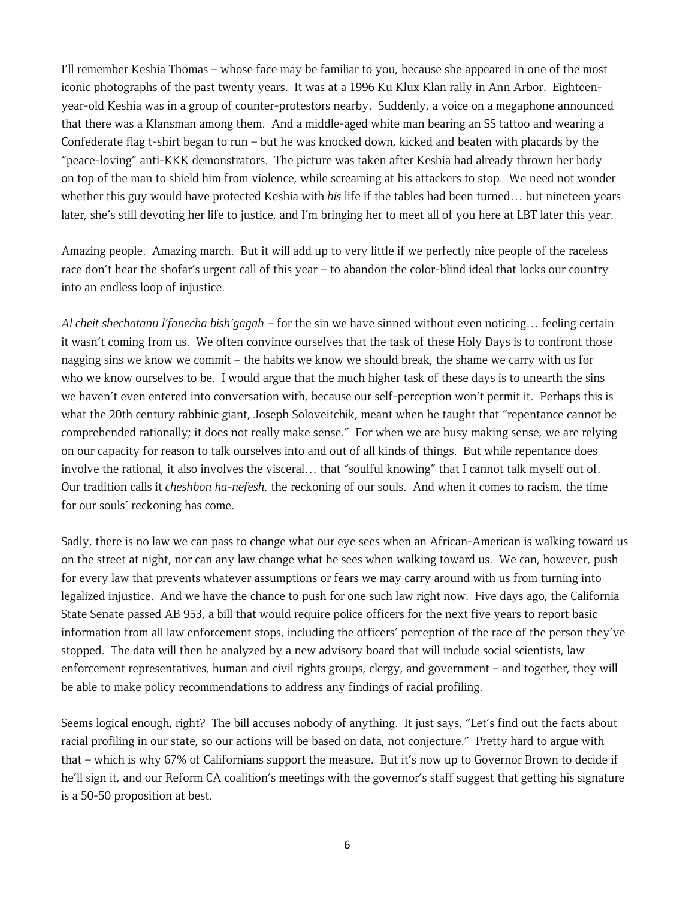I'll remember Keshia Thomas – whose face may be familiar to you, because she appeared in one of the most iconic photographs of the past twenty years. It was at a 1996 Ku Klux Klan rally in Ann Arbor. Eighteen-year-old Keshia was in a group of counter-protestors nearby. Suddenly, a voice on a megaphone announced that there was a Klansman among them. And a middle-aged white man bearing an SS tattoo and wearing a Confederate flag t-shirt began to run – but he was knocked down, kicked and beaten with placards by the "peace-loving" anti-KKK demonstrators. The picture was taken after Keshia had already thrown her body on top of the man to shield him from violence, while screaming at his attackers to stop. We need not wonder whether this guy would have protected Keshia with *his* life if the tables had been turned… but nineteen years later, she's still devoting her life to justice, and I'm bringing her to meet all of you here at LBT later this year.

Amazing people. Amazing march. But it will add up to very little if we perfectly nice people of the raceless race don't hear the shofar's urgent call of this year – to abandon the color-blind ideal that locks our country into an endless loop of injustice.

*Al cheit shechatanu l'fanecha bish'gagah* – for the sin we have sinned without even noticing… feeling certain it wasn't coming from us. We often convince ourselves that the task of these Holy Days is to confront those nagging sins we know we commit – the habits we know we should break, the shame we carry with us for who we know ourselves to be. I would argue that the much higher task of these days is to unearth the sins we haven't even entered into conversation with, because our self-perception won't permit it. Perhaps this is what the 20th century rabbinic giant, Joseph Soloveitchik, meant when he taught that "repentance cannot be comprehended rationally; it does not really make sense." For when we are busy making sense, we are relying on our capacity for reason to talk ourselves into and out of all kinds of things. But while repentance does involve the rational, it also involves the visceral… that "soulful knowing" that I cannot talk myself out of. Our tradition calls it *cheshbon ha-nefesh*, the reckoning of our souls. And when it comes to racism, the time for our souls' reckoning has come.

Sadly, there is no law we can pass to change what our eye sees when an African-American is walking toward us on the street at night, nor can any law change what he sees when walking toward us. We can, however, push for every law that prevents whatever assumptions or fears we may carry around with us from turning into legalized injustice. And we have the chance to push for one such law right now. Five days ago, the California State Senate passed AB 953, a bill that would require police officers for the next five years to report basic information from all law enforcement stops, including the officers' perception of the race of the person they've stopped. The data will then be analyzed by a new advisory board that will include social scientists, law enforcement representatives, human and civil rights groups, clergy, and government – and together, they will be able to make policy recommendations to address any findings of racial profiling.

Seems logical enough, right? The bill accuses nobody of anything. It just says, "Let's find out the facts about racial profiling in our state, so our actions will be based on data, not conjecture." Pretty hard to argue with that – which is why 67% of Californians support the measure. But it's now up to Governor Brown to decide if he'll sign it, and our Reform CA coalition's meetings with the governor's staff suggest that getting his signature is a 50-50 proposition at best.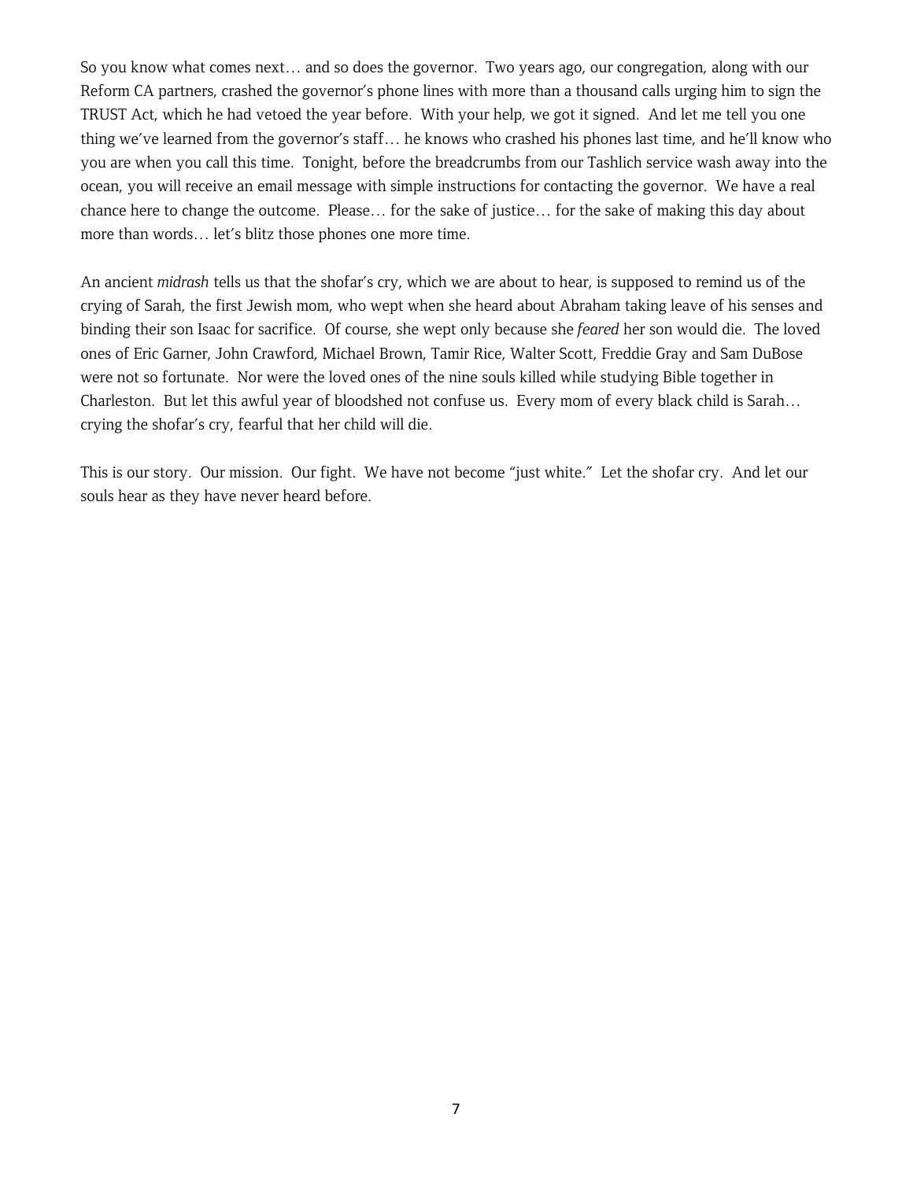So you know what comes next… and so does the governor. Two years ago, our congregation, along with our Reform CA partners, crashed the governor's phone lines with more than a thousand calls urging him to sign the TRUST Act, which he had vetoed the year before. With your help, we got it signed. And let me tell you one thing we've learned from the governor's staff… he knows who crashed his phones last time, and he'll know who you are when you call this time. Tonight, before the breadcrumbs from our Tashlich service wash away into the ocean, you will receive an email message with simple instructions for contacting the governor. We have a real chance here to change the outcome. Please… for the sake of justice… for the sake of making this day about more than words… let's blitz those phones one more time.

An ancient *midrash* tells us that the shofar's cry, which we are about to hear, is supposed to remind us of the crying of Sarah, the first Jewish mom, who wept when she heard about Abraham taking leave of his senses and binding their son Isaac for sacrifice. Of course, she wept only because she *feared* her son would die. The loved ones of Eric Garner, John Crawford, Michael Brown, Tamir Rice, Walter Scott, Freddie Gray and Sam DuBose were not so fortunate. Nor were the loved ones of the nine souls killed while studying Bible together in Charleston. But let this awful year of bloodshed not confuse us. Every mom of every black child is Sarah… crying the shofar's cry, fearful that her child will die.

This is our story. Our mission. Our fight. We have not become "just white." Let the shofar cry. And let our souls hear as they have never heard before.